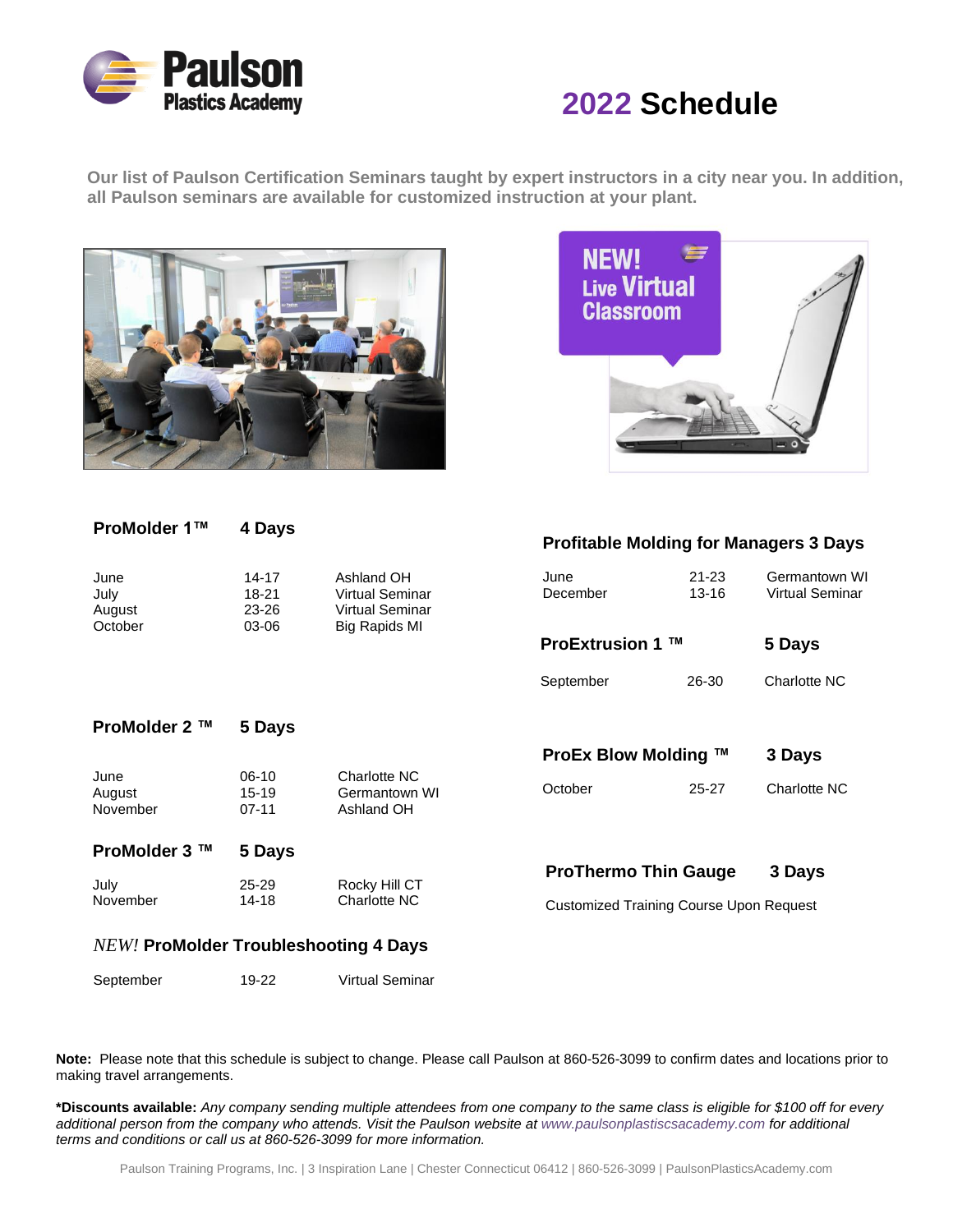# Paulson Plastics Academy

# 2022 Schedule

**Our list of Paulson Certification Seminars taught by expert instructors in a city near you. In addition, all Paulson seminars are available for customized instruction at your plant.**

NEW! Live Virtual Classroom

## ProMolder 1™ 4 Days

| Month | Dates | Location |
|---|---|---|
| June | 14-17 | Ashland OH |
| July | 18-21 | Virtual Seminar |
| August | 23-26 | Virtual Seminar |
| October | 03-06 | Big Rapids MI |

## ProMolder 2 ™ 5 Days

| Month | Dates | Location |
|---|---|---|
| June | 06-10 | Charlotte NC |
| August | 15-19 | Germantown WI |
| November | 07-11 | Ashland OH |

## ProMolder 3 ™ 5 Days

| Month | Dates | Location |
|---|---|---|
| July | 25-29 | Rocky Hill CT |
| November | 14-18 | Charlotte NC |

## *NEW!* ProMolder Troubleshooting 4 Days

| Month | Dates | Location |
|---|---|---|
| September | 19-22 | Virtual Seminar |

## Profitable Molding for Managers 3 Days

| Month | Dates | Location |
|---|---|---|
| June | 21-23 | Germantown WI |
| December | 13-16 | Virtual Seminar |

## ProExtrusion 1 ™ 5 Days

| Month | Dates | Location |
|---|---|---|
| September | 26-30 | Charlotte NC |

## ProEx Blow Molding ™ 3 Days

| Month | Dates | Location |
|---|---|---|
| October | 25-27 | Charlotte NC |

## ProThermo Thin Gauge 3 Days

Customized Training Course Upon Request

**Note:** Please note that this schedule is subject to change. Please call Paulson at 860-526-3099 to confirm dates and locations prior to making travel arrangements.

**\*Discounts available:** *Any company sending multiple attendees from one company to the same class is eligible for $100 off for every additional person from the company who attends. Visit the Paulson website at www.paulsonplasticsacademy.com for additional terms and conditions or call us at 860-526-3099 for more information.*

Paulson Training Programs, Inc. | 3 Inspiration Lane | Chester Connecticut 06412 | 860-526-3099 | PaulsonPlasticsAcademy.com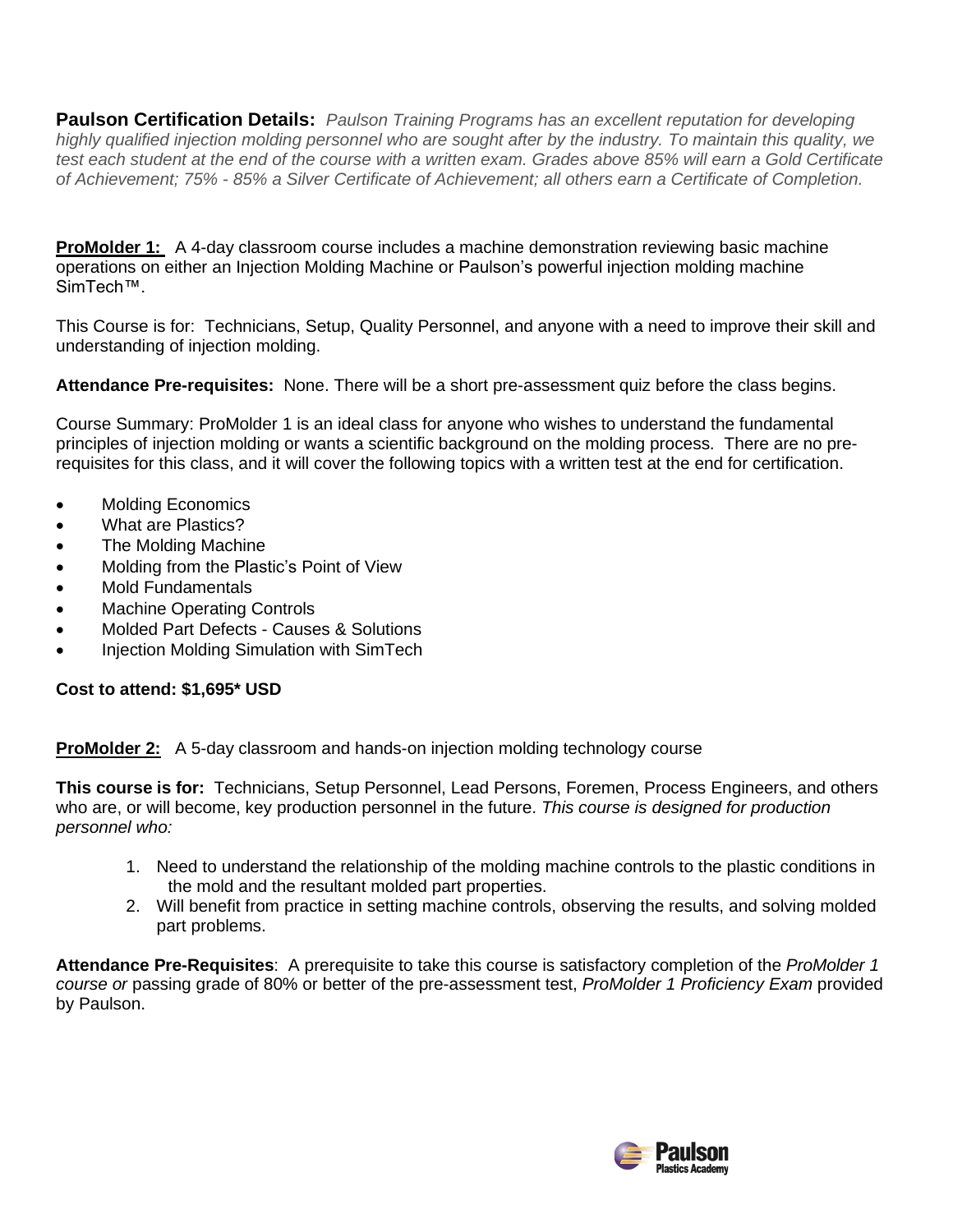**Paulson Certification Details:** *Paulson Training Programs has an excellent reputation for developing highly qualified injection molding personnel who are sought after by the industry. To maintain this quality, we test each student at the end of the course with a written exam. Grades above 85% will earn a Gold Certificate of Achievement; 75% - 85% a Silver Certificate of Achievement; all others earn a Certificate of Completion.*

**ProMolder 1:** A 4-day classroom course includes a machine demonstration reviewing basic machine operations on either an Injection Molding Machine or Paulson's powerful injection molding machine SimTech™.

This Course is for: Technicians, Setup, Quality Personnel, and anyone with a need to improve their skill and understanding of injection molding.

**Attendance Pre-requisites:** None. There will be a short pre-assessment quiz before the class begins.

Course Summary: ProMolder 1 is an ideal class for anyone who wishes to understand the fundamental principles of injection molding or wants a scientific background on the molding process. There are no pre-requisites for this class, and it will cover the following topics with a written test at the end for certification.

- Molding Economics
- What are Plastics?
- The Molding Machine
- Molding from the Plastic's Point of View
- Mold Fundamentals
- Machine Operating Controls
- Molded Part Defects - Causes & Solutions
- Injection Molding Simulation with SimTech

**Cost to attend: $1,695* USD**

**ProMolder 2:** A 5-day classroom and hands-on injection molding technology course

**This course is for:** Technicians, Setup Personnel, Lead Persons, Foremen, Process Engineers, and others who are, or will become, key production personnel in the future. *This course is designed for production personnel who:*

1. Need to understand the relationship of the molding machine controls to the plastic conditions in the mold and the resultant molded part properties.
2. Will benefit from practice in setting machine controls, observing the results, and solving molded part problems.

**Attendance Pre-Requisites**: A prerequisite to take this course is satisfactory completion of the *ProMolder 1 course or* passing grade of 80% or better of the pre-assessment test, *ProMolder 1 Proficiency Exam* provided by Paulson.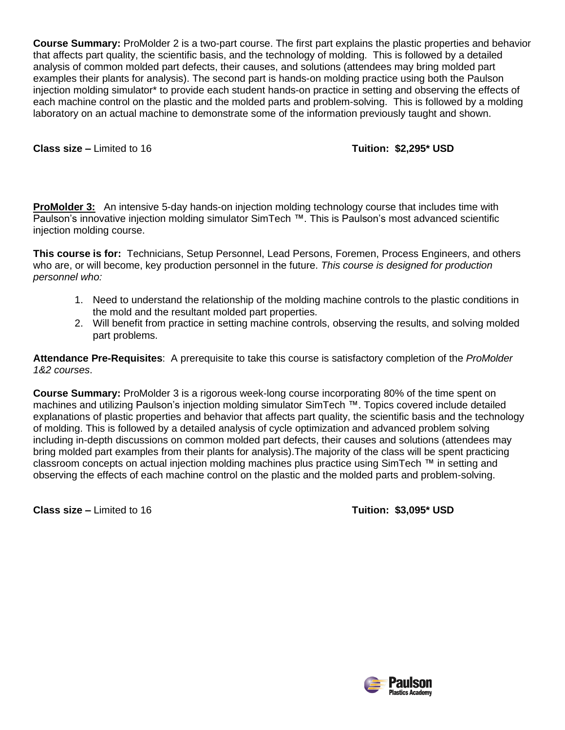**Course Summary:** ProMolder 2 is a two-part course. The first part explains the plastic properties and behavior that affects part quality, the scientific basis, and the technology of molding. This is followed by a detailed analysis of common molded part defects, their causes, and solutions (attendees may bring molded part examples their plants for analysis). The second part is hands-on molding practice using both the Paulson injection molding simulator* to provide each student hands-on practice in setting and observing the effects of each machine control on the plastic and the molded parts and problem-solving. This is followed by a molding laboratory on an actual machine to demonstrate some of the information previously taught and shown.

**Class size –** Limited to 16 **Tuition: $2,295* USD**

**ProMolder 3:** An intensive 5-day hands-on injection molding technology course that includes time with Paulson's innovative injection molding simulator SimTech ™. This is Paulson's most advanced scientific injection molding course.

**This course is for:** Technicians, Setup Personnel, Lead Persons, Foremen, Process Engineers, and others who are, or will become, key production personnel in the future. *This course is designed for production personnel who:*

1. Need to understand the relationship of the molding machine controls to the plastic conditions in the mold and the resultant molded part properties.
2. Will benefit from practice in setting machine controls, observing the results, and solving molded part problems.

**Attendance Pre-Requisites**: A prerequisite to take this course is satisfactory completion of the *ProMolder 1&2 courses*.

**Course Summary:** ProMolder 3 is a rigorous week-long course incorporating 80% of the time spent on machines and utilizing Paulson's injection molding simulator SimTech ™. Topics covered include detailed explanations of plastic properties and behavior that affects part quality, the scientific basis and the technology of molding. This is followed by a detailed analysis of cycle optimization and advanced problem solving including in-depth discussions on common molded part defects, their causes and solutions (attendees may bring molded part examples from their plants for analysis).The majority of the class will be spent practicing classroom concepts on actual injection molding machines plus practice using SimTech ™ in setting and observing the effects of each machine control on the plastic and the molded parts and problem-solving.

**Class size –** Limited to 16 **Tuition: $3,095* USD**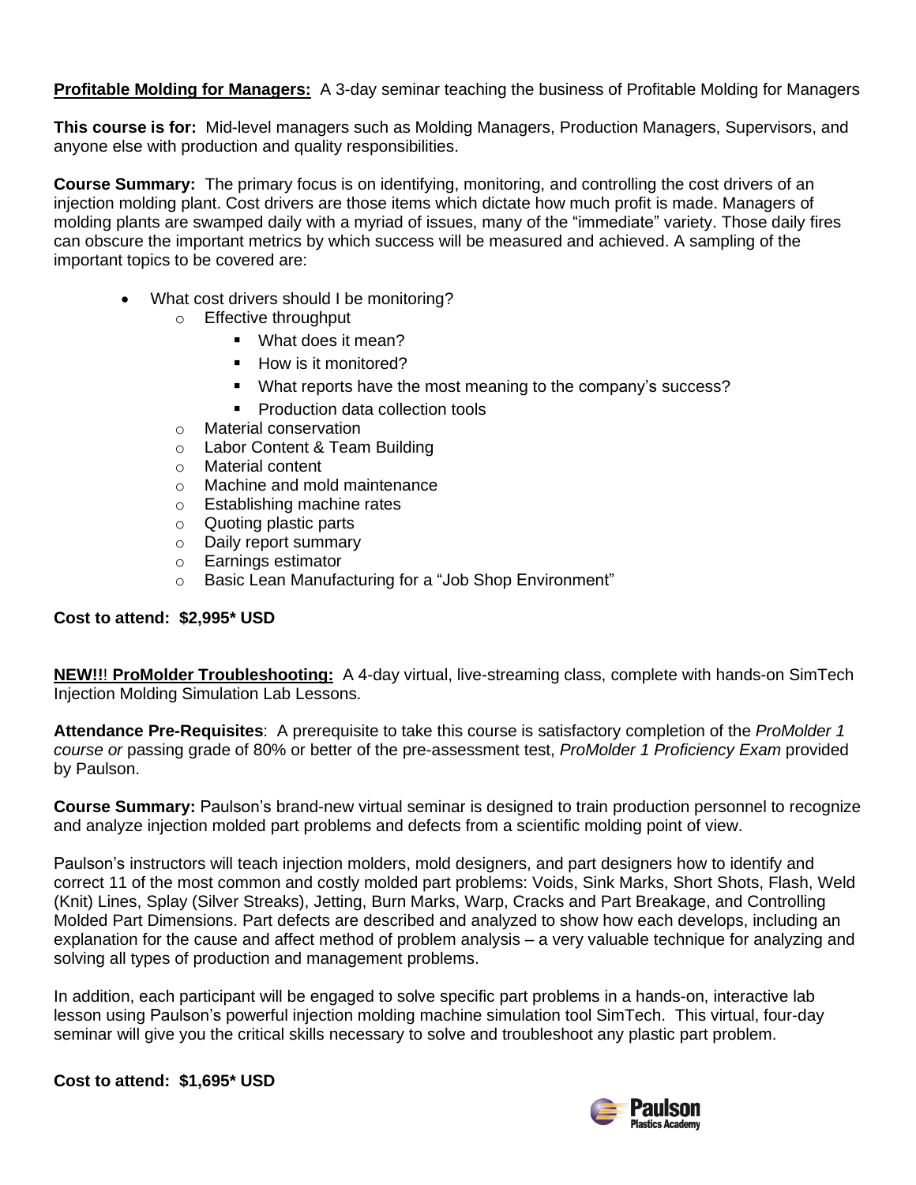**<u>Profitable Molding for Managers:</u>** A 3-day seminar teaching the business of Profitable Molding for Managers

**This course is for:** Mid-level managers such as Molding Managers, Production Managers, Supervisors, and anyone else with production and quality responsibilities.

**Course Summary:** The primary focus is on identifying, monitoring, and controlling the cost drivers of an injection molding plant. Cost drivers are those items which dictate how much profit is made. Managers of molding plants are swamped daily with a myriad of issues, many of the "immediate" variety. Those daily fires can obscure the important metrics by which success will be measured and achieved. A sampling of the important topics to be covered are:

- What cost drivers should I be monitoring?
  - Effective throughput
    - What does it mean?
    - How is it monitored?
    - What reports have the most meaning to the company's success?
    - Production data collection tools
  - Material conservation
  - Labor Content & Team Building
  - Material content
  - Machine and mold maintenance
  - Establishing machine rates
  - Quoting plastic parts
  - Daily report summary
  - Earnings estimator
  - Basic Lean Manufacturing for a "Job Shop Environment"

**Cost to attend: $2,995* USD**

**<u>NEW!!! ProMolder Troubleshooting:</u>** A 4-day virtual, live-streaming class, complete with hands-on SimTech Injection Molding Simulation Lab Lessons.

**Attendance Pre-Requisites**: A prerequisite to take this course is satisfactory completion of the *ProMolder 1 course or* passing grade of 80% or better of the pre-assessment test, *ProMolder 1 Proficiency Exam* provided by Paulson.

**Course Summary:** Paulson's brand-new virtual seminar is designed to train production personnel to recognize and analyze injection molded part problems and defects from a scientific molding point of view.

Paulson's instructors will teach injection molders, mold designers, and part designers how to identify and correct 11 of the most common and costly molded part problems: Voids, Sink Marks, Short Shots, Flash, Weld (Knit) Lines, Splay (Silver Streaks), Jetting, Burn Marks, Warp, Cracks and Part Breakage, and Controlling Molded Part Dimensions. Part defects are described and analyzed to show how each develops, including an explanation for the cause and affect method of problem analysis – a very valuable technique for analyzing and solving all types of production and management problems.

In addition, each participant will be engaged to solve specific part problems in a hands-on, interactive lab lesson using Paulson's powerful injection molding machine simulation tool SimTech. This virtual, four-day seminar will give you the critical skills necessary to solve and troubleshoot any plastic part problem.

**Cost to attend: $1,695* USD**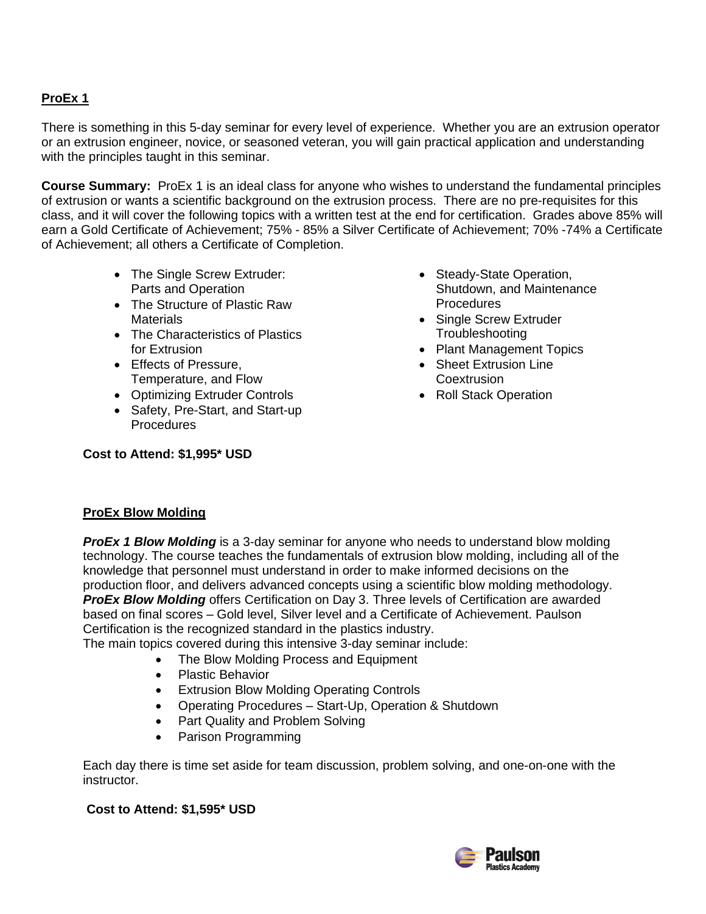## ProEx 1

There is something in this 5-day seminar for every level of experience. Whether you are an extrusion operator or an extrusion engineer, novice, or seasoned veteran, you will gain practical application and understanding with the principles taught in this seminar.

**Course Summary:** ProEx 1 is an ideal class for anyone who wishes to understand the fundamental principles of extrusion or wants a scientific background on the extrusion process. There are no pre-requisites for this class, and it will cover the following topics with a written test at the end for certification. Grades above 85% will earn a Gold Certificate of Achievement; 75% - 85% a Silver Certificate of Achievement; 70% -74% a Certificate of Achievement; all others a Certificate of Completion.

- The Single Screw Extruder: Parts and Operation
- The Structure of Plastic Raw Materials
- The Characteristics of Plastics for Extrusion
- Effects of Pressure, Temperature, and Flow
- Optimizing Extruder Controls
- Safety, Pre-Start, and Start-up Procedures
- Steady-State Operation, Shutdown, and Maintenance Procedures
- Single Screw Extruder Troubleshooting
- Plant Management Topics
- Sheet Extrusion Line Coextrusion
- Roll Stack Operation

**Cost to Attend: $1,995* USD**

## ProEx Blow Molding

***ProEx 1 Blow Molding*** is a 3-day seminar for anyone who needs to understand blow molding technology. The course teaches the fundamentals of extrusion blow molding, including all of the knowledge that personnel must understand in order to make informed decisions on the production floor, and delivers advanced concepts using a scientific blow molding methodology. ***ProEx Blow Molding*** offers Certification on Day 3. Three levels of Certification are awarded based on final scores – Gold level, Silver level and a Certificate of Achievement. Paulson Certification is the recognized standard in the plastics industry.
The main topics covered during this intensive 3-day seminar include:

- The Blow Molding Process and Equipment
- Plastic Behavior
- Extrusion Blow Molding Operating Controls
- Operating Procedures – Start-Up, Operation & Shutdown
- Part Quality and Problem Solving
- Parison Programming

Each day there is time set aside for team discussion, problem solving, and one-on-one with the instructor.

**Cost to Attend: $1,595* USD**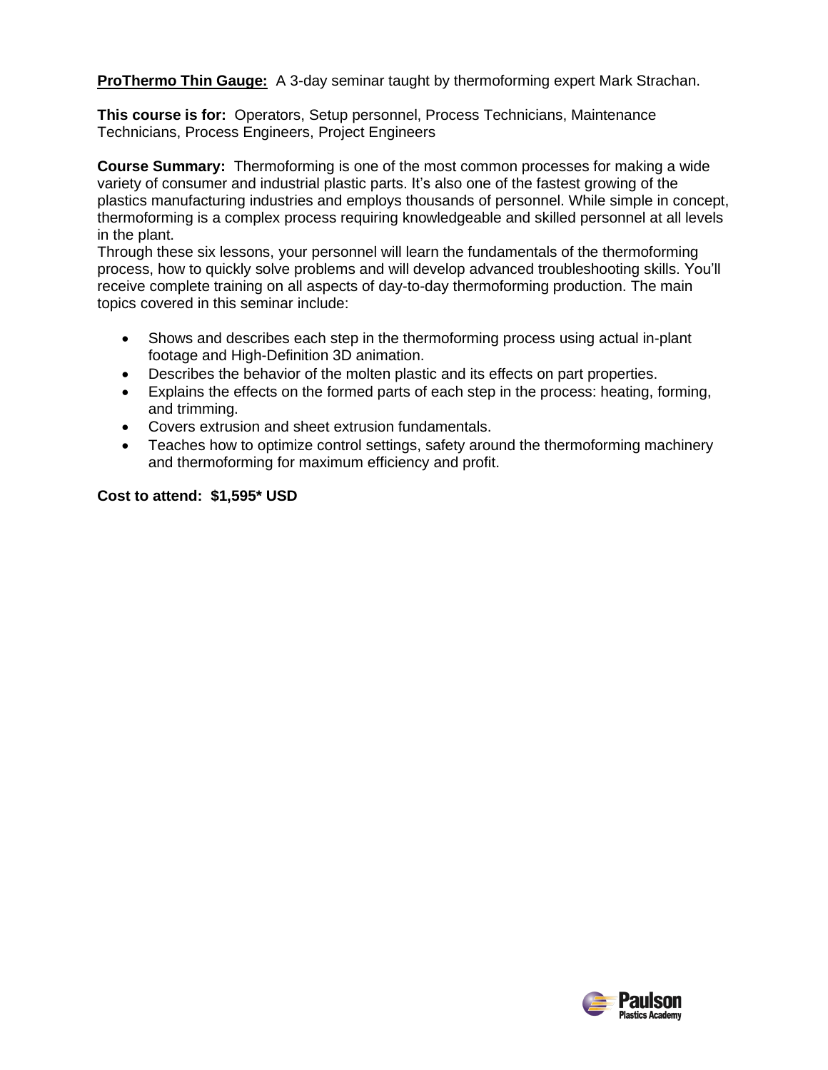**ProThermo Thin Gauge:** A 3-day seminar taught by thermoforming expert Mark Strachan.

**This course is for:** Operators, Setup personnel, Process Technicians, Maintenance Technicians, Process Engineers, Project Engineers

**Course Summary:** Thermoforming is one of the most common processes for making a wide variety of consumer and industrial plastic parts. It's also one of the fastest growing of the plastics manufacturing industries and employs thousands of personnel. While simple in concept, thermoforming is a complex process requiring knowledgeable and skilled personnel at all levels in the plant.
Through these six lessons, your personnel will learn the fundamentals of the thermoforming process, how to quickly solve problems and will develop advanced troubleshooting skills. You'll receive complete training on all aspects of day-to-day thermoforming production. The main topics covered in this seminar include:

- Shows and describes each step in the thermoforming process using actual in-plant footage and High-Definition 3D animation.
- Describes the behavior of the molten plastic and its effects on part properties.
- Explains the effects on the formed parts of each step in the process: heating, forming, and trimming.
- Covers extrusion and sheet extrusion fundamentals.
- Teaches how to optimize control settings, safety around the thermoforming machinery and thermoforming for maximum efficiency and profit.

**Cost to attend: $1,595* USD**

Paulson
Plastics Academy